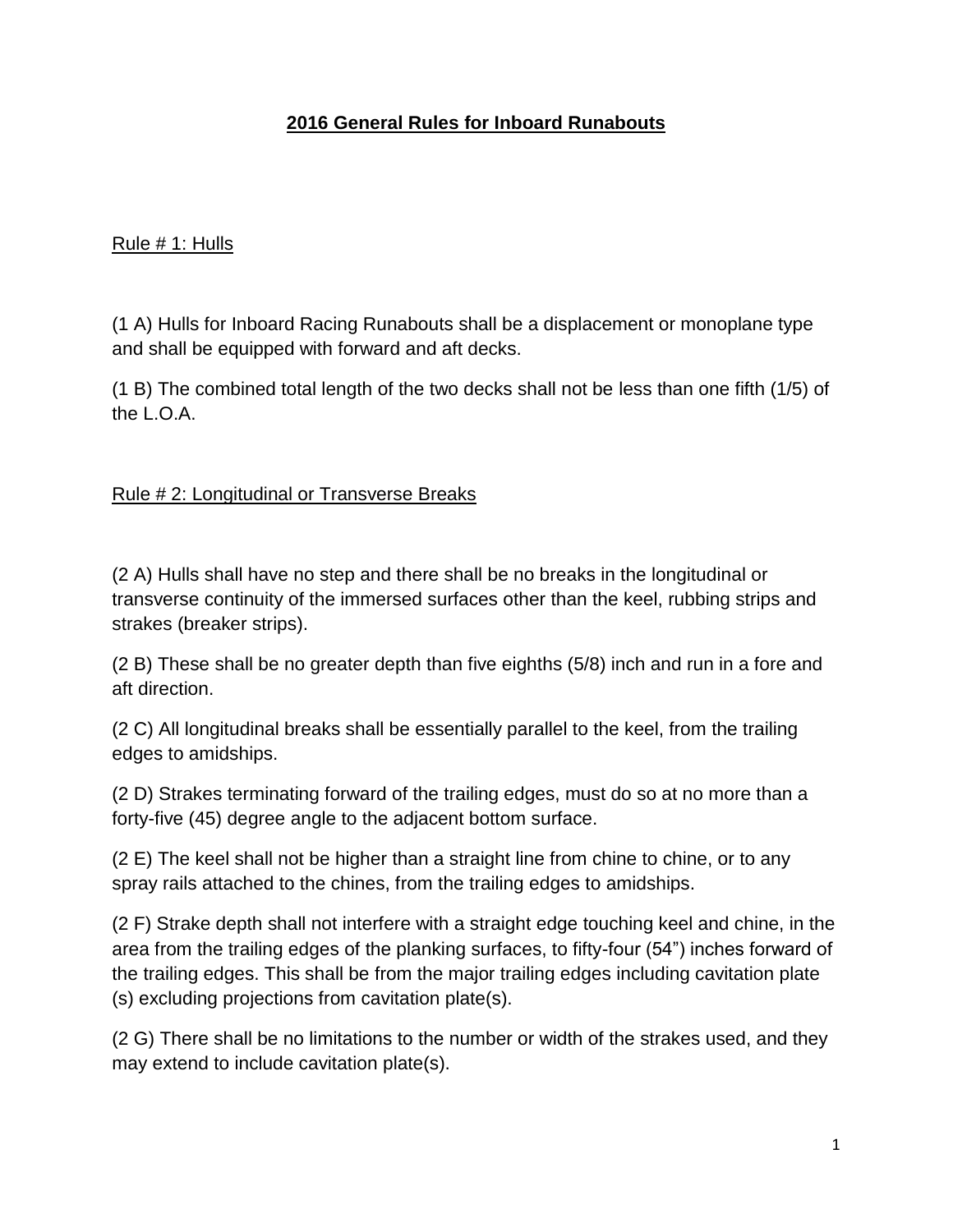# 2016 General Rules for Inboard Runabouts

## Rule # 1: Hulls

(1 A) Hulls for Inboard Racing Runabouts shall be a displacement or monoplane type and shall be equipped with forward and aft decks.

(1 B) The combined total length of the two decks shall not be less than one fifth (1/5) of the L.O.A.

## Rule # 2: Longitudinal or Transverse Breaks

(2 A) Hulls shall have no step and there shall be no breaks in the longitudinal or transverse continuity of the immersed surfaces other than the keel, rubbing strips and strakes (breaker strips).

(2 B) These shall be no greater depth than five eighths (5/8) inch and run in a fore and aft direction.

(2 C) All longitudinal breaks shall be essentially parallel to the keel, from the trailing edges to amidships.

(2 D) Strakes terminating forward of the trailing edges, must do so at no more than a forty-five (45) degree angle to the adjacent bottom surface.

(2 E) The keel shall not be higher than a straight line from chine to chine, or to any spray rails attached to the chines, from the trailing edges to amidships.

(2 F) Strake depth shall not interfere with a straight edge touching keel and chine, in the area from the trailing edges of the planking surfaces, to fifty-four (54") inches forward of the trailing edges. This shall be from the major trailing edges including cavitation plate (s) excluding projections from cavitation plate(s).

(2 G) There shall be no limitations to the number or width of the strakes used, and they may extend to include cavitation plate(s).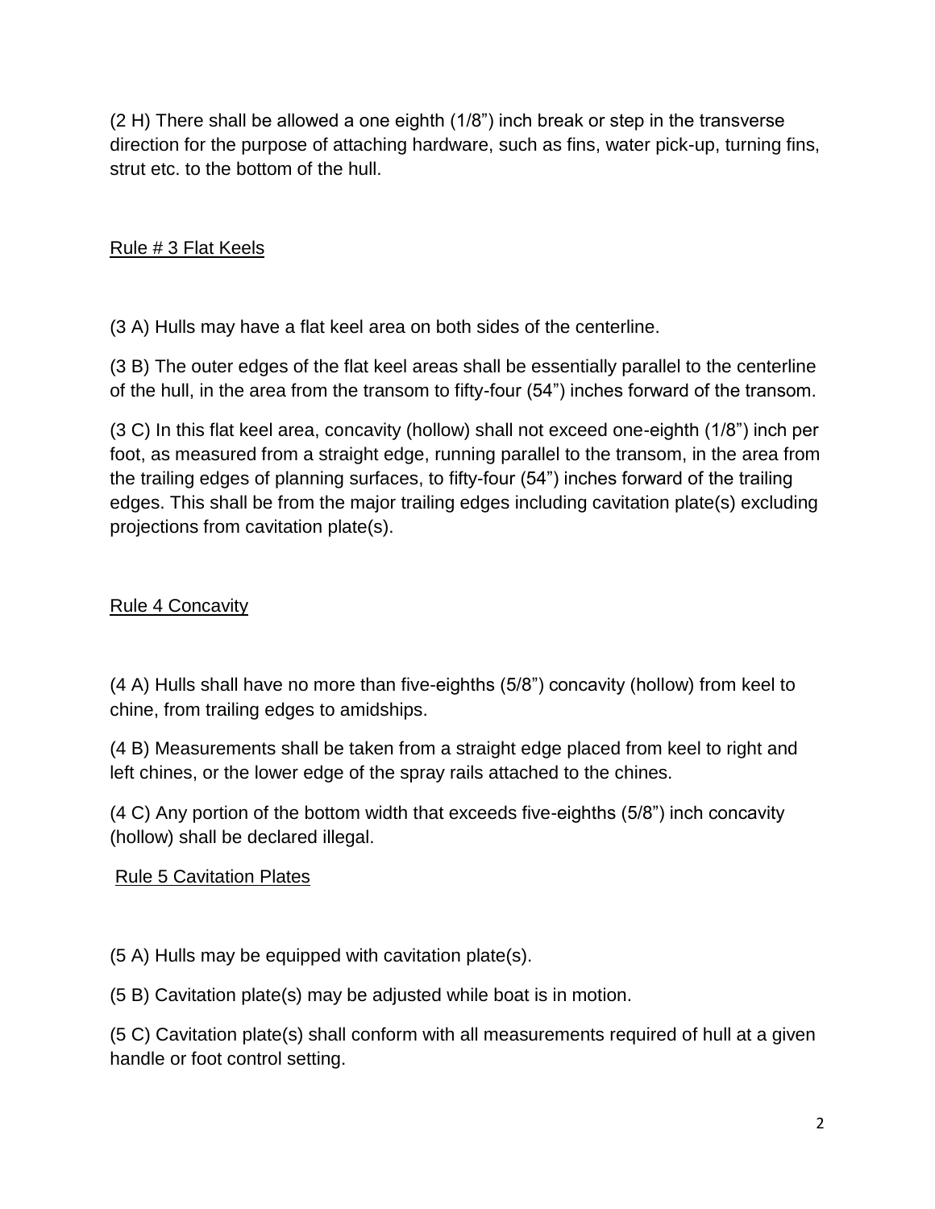(2 H) There shall be allowed a one eighth (1/8") inch break or step in the transverse direction for the purpose of attaching hardware, such as fins, water pick-up, turning fins, strut etc. to the bottom of the hull.

## Rule # 3 Flat Keels

(3 A) Hulls may have a flat keel area on both sides of the centerline.

(3 B) The outer edges of the flat keel areas shall be essentially parallel to the centerline of the hull, in the area from the transom to fifty-four (54") inches forward of the transom.

(3 C) In this flat keel area, concavity (hollow) shall not exceed one-eighth (1/8") inch per foot, as measured from a straight edge, running parallel to the transom, in the area from the trailing edges of planning surfaces, to fifty-four (54") inches forward of the trailing edges. This shall be from the major trailing edges including cavitation plate(s) excluding projections from cavitation plate(s).

## Rule 4 Concavity

(4 A) Hulls shall have no more than five-eighths (5/8") concavity (hollow) from keel to chine, from trailing edges to amidships.

(4 B) Measurements shall be taken from a straight edge placed from keel to right and left chines, or the lower edge of the spray rails attached to the chines.

(4 C) Any portion of the bottom width that exceeds five-eighths (5/8") inch concavity (hollow) shall be declared illegal.

## Rule 5 Cavitation Plates

(5 A) Hulls may be equipped with cavitation plate(s).

(5 B) Cavitation plate(s) may be adjusted while boat is in motion.

(5 C) Cavitation plate(s) shall conform with all measurements required of hull at a given handle or foot control setting.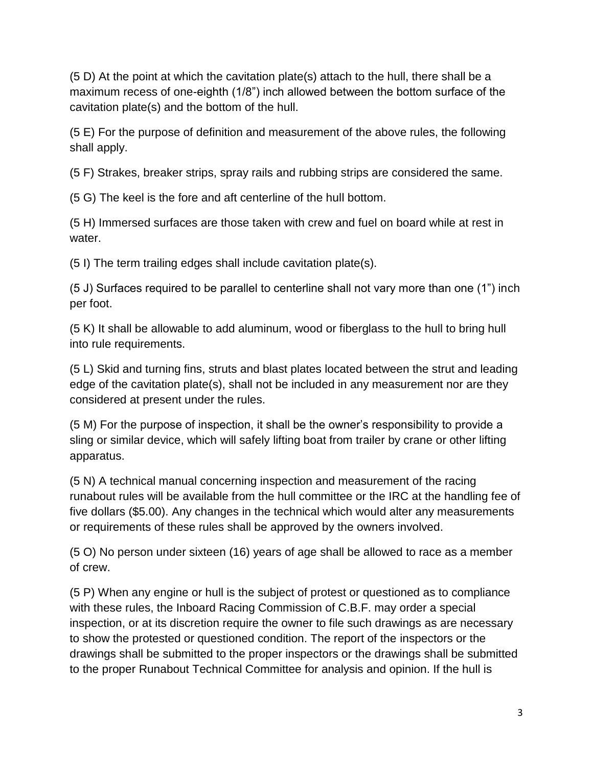(5 D) At the point at which the cavitation plate(s) attach to the hull, there shall be a maximum recess of one-eighth (1/8") inch allowed between the bottom surface of the cavitation plate(s) and the bottom of the hull.

(5 E) For the purpose of definition and measurement of the above rules, the following shall apply.

(5 F) Strakes, breaker strips, spray rails and rubbing strips are considered the same.

(5 G) The keel is the fore and aft centerline of the hull bottom.

(5 H) Immersed surfaces are those taken with crew and fuel on board while at rest in water.

(5 I) The term trailing edges shall include cavitation plate(s).

(5 J) Surfaces required to be parallel to centerline shall not vary more than one (1") inch per foot.

(5 K) It shall be allowable to add aluminum, wood or fiberglass to the hull to bring hull into rule requirements.

(5 L) Skid and turning fins, struts and blast plates located between the strut and leading edge of the cavitation plate(s), shall not be included in any measurement nor are they considered at present under the rules.

(5 M) For the purpose of inspection, it shall be the owner's responsibility to provide a sling or similar device, which will safely lifting boat from trailer by crane or other lifting apparatus.

(5 N) A technical manual concerning inspection and measurement of the racing runabout rules will be available from the hull committee or the IRC at the handling fee of five dollars ($5.00). Any changes in the technical which would alter any measurements or requirements of these rules shall be approved by the owners involved.

(5 O) No person under sixteen (16) years of age shall be allowed to race as a member of crew.

(5 P) When any engine or hull is the subject of protest or questioned as to compliance with these rules, the Inboard Racing Commission of C.B.F. may order a special inspection, or at its discretion require the owner to file such drawings as are necessary to show the protested or questioned condition. The report of the inspectors or the drawings shall be submitted to the proper inspectors or the drawings shall be submitted to the proper Runabout Technical Committee for analysis and opinion. If the hull is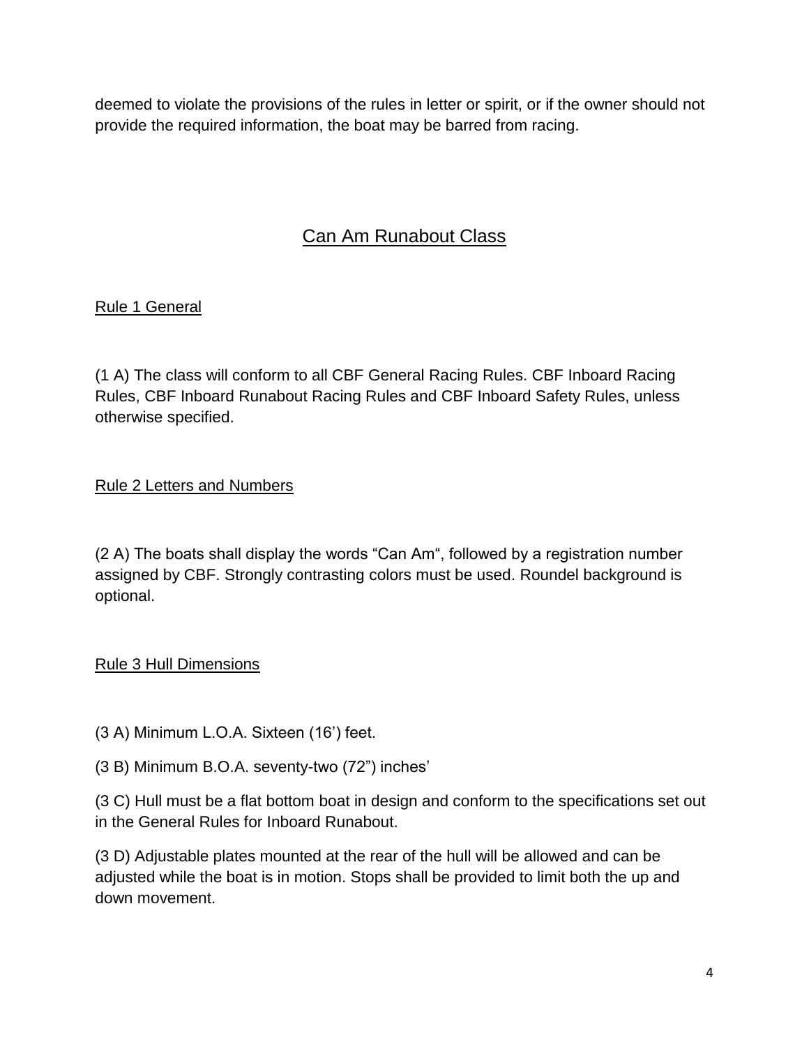deemed to violate the provisions of the rules in letter or spirit, or if the owner should not provide the required information, the boat may be barred from racing.

## Can Am Runabout Class

### Rule 1 General

(1 A) The class will conform to all CBF General Racing Rules. CBF Inboard Racing Rules, CBF Inboard Runabout Racing Rules and CBF Inboard Safety Rules, unless otherwise specified.

### Rule 2 Letters and Numbers

(2 A) The boats shall display the words "Can Am", followed by a registration number assigned by CBF. Strongly contrasting colors must be used. Roundel background is optional.

### Rule 3 Hull Dimensions

(3 A) Minimum L.O.A. Sixteen (16') feet.

(3 B) Minimum B.O.A. seventy-two (72") inches'

(3 C) Hull must be a flat bottom boat in design and conform to the specifications set out in the General Rules for Inboard Runabout.

(3 D) Adjustable plates mounted at the rear of the hull will be allowed and can be adjusted while the boat is in motion. Stops shall be provided to limit both the up and down movement.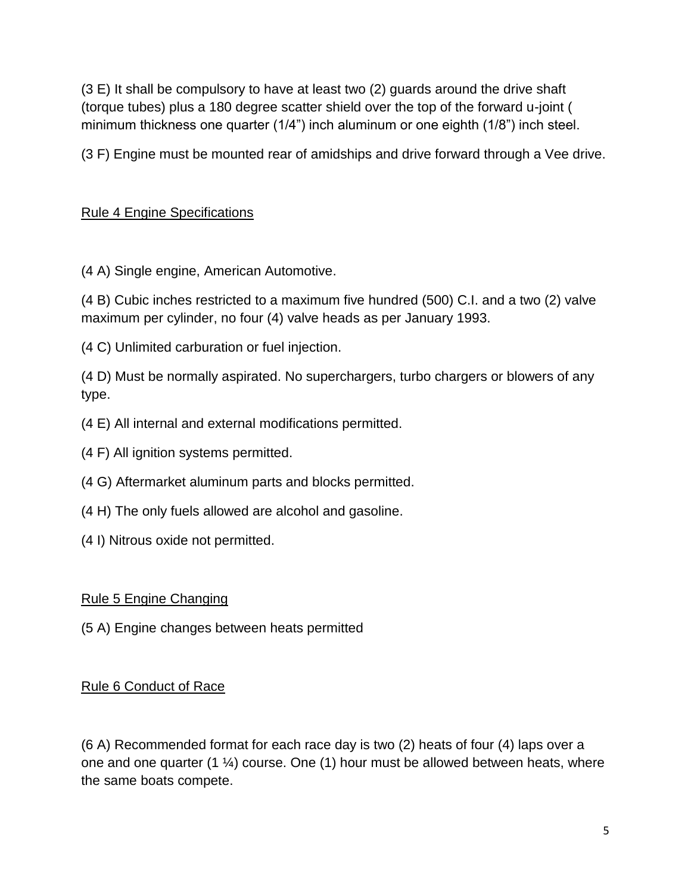(3 E) It shall be compulsory to have at least two (2) guards around the drive shaft (torque tubes) plus a 180 degree scatter shield over the top of the forward u-joint ( minimum thickness one quarter (1/4") inch aluminum or one eighth (1/8") inch steel.

(3 F) Engine must be mounted rear of amidships and drive forward through a Vee drive.

<u>Rule 4 Engine Specifications</u>

(4 A) Single engine, American Automotive.

(4 B) Cubic inches restricted to a maximum five hundred (500) C.I. and a two (2) valve maximum per cylinder, no four (4) valve heads as per January 1993.

(4 C) Unlimited carburation or fuel injection.

(4 D) Must be normally aspirated. No superchargers, turbo chargers or blowers of any type.

(4 E) All internal and external modifications permitted.

(4 F) All ignition systems permitted.

(4 G) Aftermarket aluminum parts and blocks permitted.

(4 H) The only fuels allowed are alcohol and gasoline.

(4 I) Nitrous oxide not permitted.

<u>Rule 5 Engine Changing</u>

(5 A) Engine changes between heats permitted

<u>Rule 6 Conduct of Race</u>

(6 A) Recommended format for each race day is two (2) heats of four (4) laps over a one and one quarter (1 ¼) course. One (1) hour must be allowed between heats, where the same boats compete.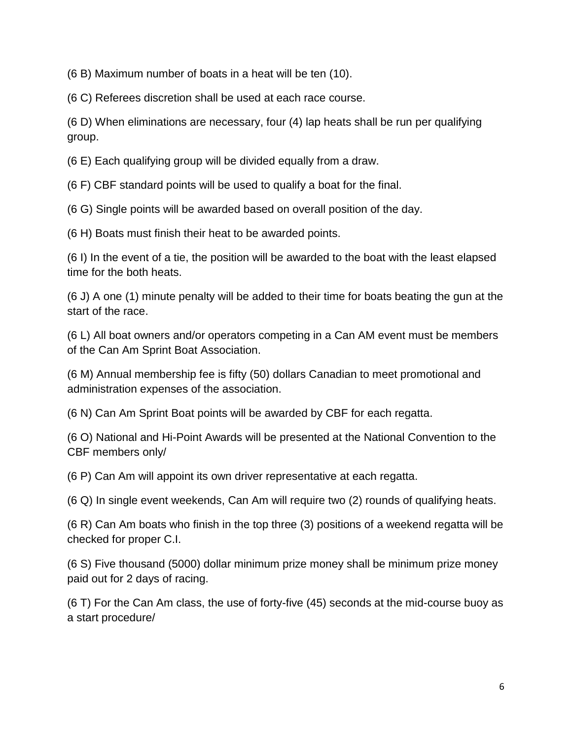(6 B) Maximum number of boats in a heat will be ten (10).

(6 C) Referees discretion shall be used at each race course.

(6 D) When eliminations are necessary, four (4) lap heats shall be run per qualifying group.

(6 E) Each qualifying group will be divided equally from a draw.

(6 F) CBF standard points will be used to qualify a boat for the final.

(6 G) Single points will be awarded based on overall position of the day.

(6 H) Boats must finish their heat to be awarded points.

(6 I) In the event of a tie, the position will be awarded to the boat with the least elapsed time for the both heats.

(6 J) A one (1) minute penalty will be added to their time for boats beating the gun at the start of the race.

(6 L) All boat owners and/or operators competing in a Can AM event must be members of the Can Am Sprint Boat Association.

(6 M) Annual membership fee is fifty (50) dollars Canadian to meet promotional and administration expenses of the association.

(6 N) Can Am Sprint Boat points will be awarded by CBF for each regatta.

(6 O) National and Hi-Point Awards will be presented at the National Convention to the CBF members only/

(6 P) Can Am will appoint its own driver representative at each regatta.

(6 Q) In single event weekends, Can Am will require two (2) rounds of qualifying heats.

(6 R) Can Am boats who finish in the top three (3) positions of a weekend regatta will be checked for proper C.I.

(6 S) Five thousand (5000) dollar minimum prize money shall be minimum prize money paid out for 2 days of racing.

(6 T) For the Can Am class, the use of forty-five (45) seconds at the mid-course buoy as a start procedure/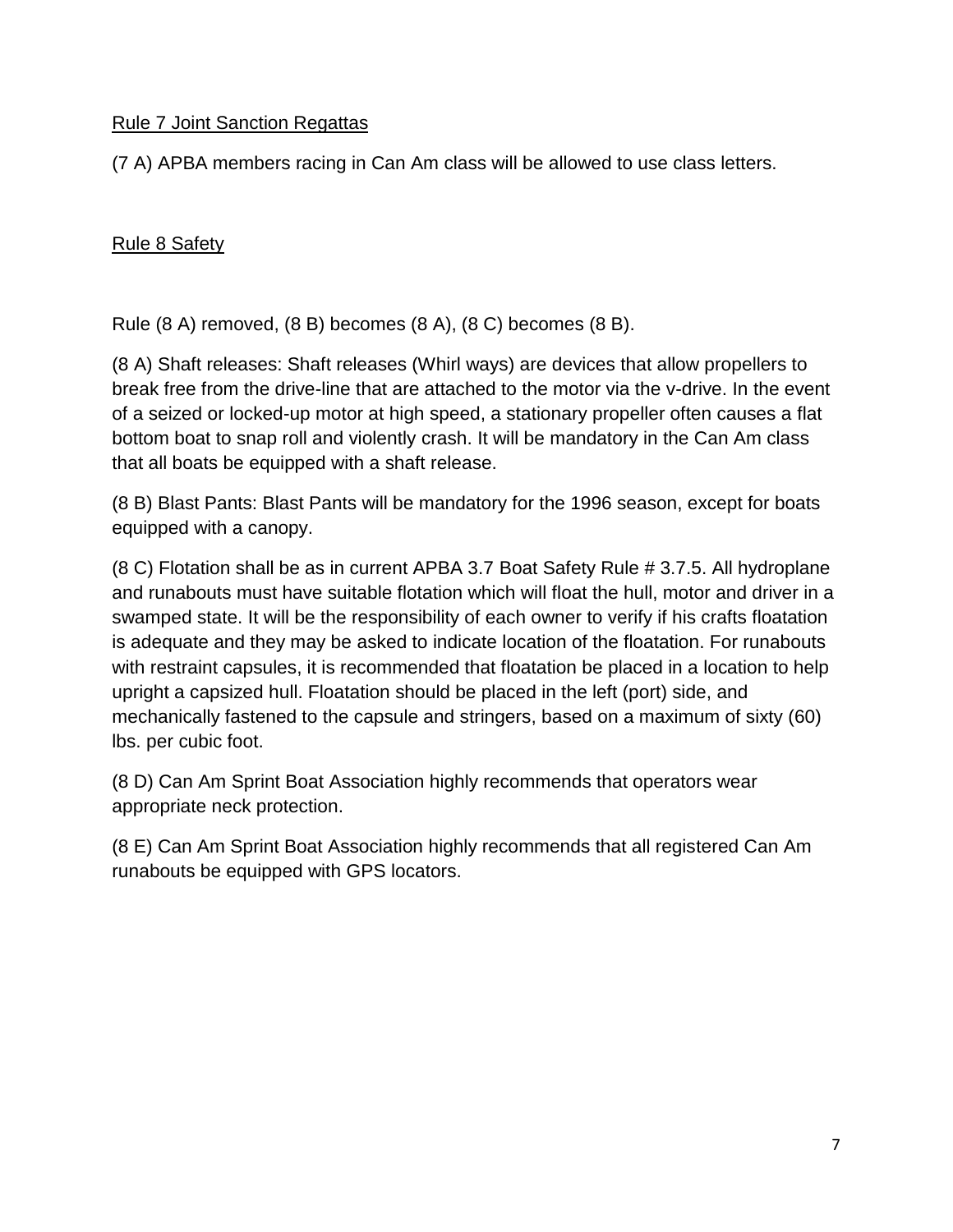## Rule 7 Joint Sanction Regattas

(7 A) APBA members racing in Can Am class will be allowed to use class letters.

## Rule 8 Safety

Rule (8 A) removed, (8 B) becomes (8 A), (8 C) becomes (8 B).

(8 A) Shaft releases: Shaft releases (Whirl ways) are devices that allow propellers to break free from the drive-line that are attached to the motor via the v-drive. In the event of a seized or locked-up motor at high speed, a stationary propeller often causes a flat bottom boat to snap roll and violently crash. It will be mandatory in the Can Am class that all boats be equipped with a shaft release.

(8 B) Blast Pants: Blast Pants will be mandatory for the 1996 season, except for boats equipped with a canopy.

(8 C) Flotation shall be as in current APBA 3.7 Boat Safety Rule # 3.7.5. All hydroplane and runabouts must have suitable flotation which will float the hull, motor and driver in a swamped state. It will be the responsibility of each owner to verify if his crafts floatation is adequate and they may be asked to indicate location of the floatation. For runabouts with restraint capsules, it is recommended that floatation be placed in a location to help upright a capsized hull. Floatation should be placed in the left (port) side, and mechanically fastened to the capsule and stringers, based on a maximum of sixty (60) lbs. per cubic foot.

(8 D) Can Am Sprint Boat Association highly recommends that operators wear appropriate neck protection.

(8 E) Can Am Sprint Boat Association highly recommends that all registered Can Am runabouts be equipped with GPS locators.